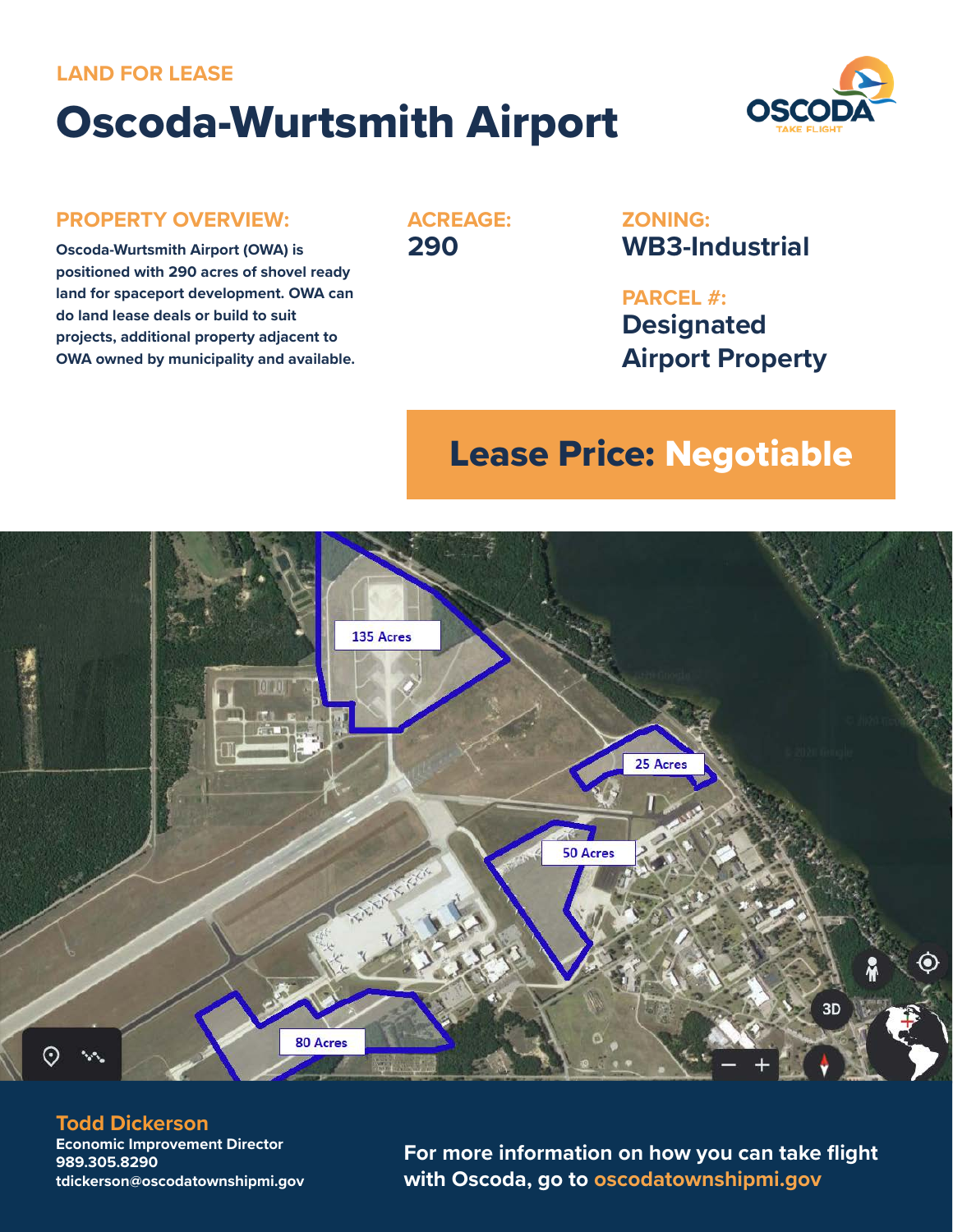LAND FOR LEASE

# Oscoda-Wurtsmith Airport

OSCODA
TAKE FLIGHT

## PROPERTY OVERVIEW:

**Oscoda-Wurtsmith Airport (OWA) is positioned with 290 acres of shovel ready land for spaceport development. OWA can do land lease deals or build to suit projects, additional property adjacent to OWA owned by municipality and available.**

## ACREAGE:

**290**

## ZONING:

**WB3-Industrial**

## PARCEL #:

**Designated Airport Property**

## Lease Price: Negotiable

135 Acres

25 Acres

50 Acres

80 Acres

**Todd Dickerson**
**Economic Improvement Director**
**989.305.8290**
**tdickerson@oscodatownshipmi.gov**

**For more information on how you can take flight with Oscoda, go to oscodatownshipmi.gov**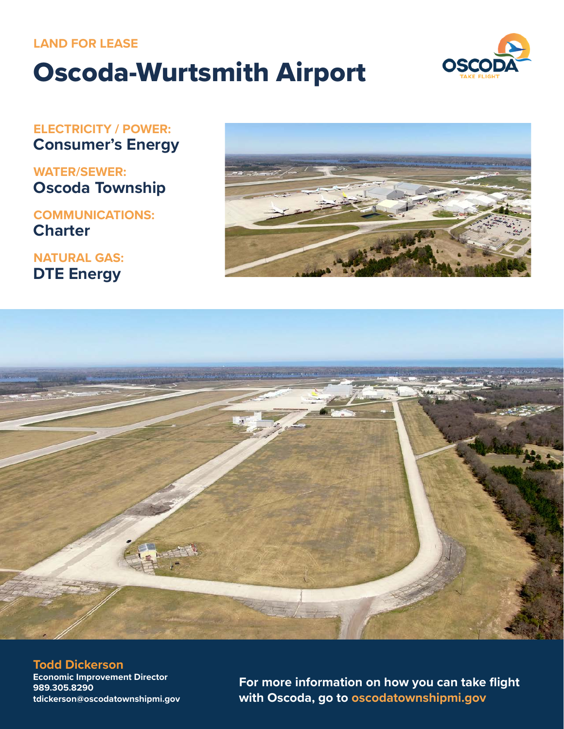LAND FOR LEASE

# Oscoda-Wurtsmith Airport

**ELECTRICITY / POWER:**
**Consumer's Energy**

**WATER/SEWER:**
**Oscoda Township**

**COMMUNICATIONS:**
**Charter**

**NATURAL GAS:**
**DTE Energy**

**Todd Dickerson**
**Economic Improvement Director**
**989.305.8290**
**tdickerson@oscodatownshipmi.gov**

**For more information on how you can take flight with Oscoda, go to oscodatownshipmi.gov**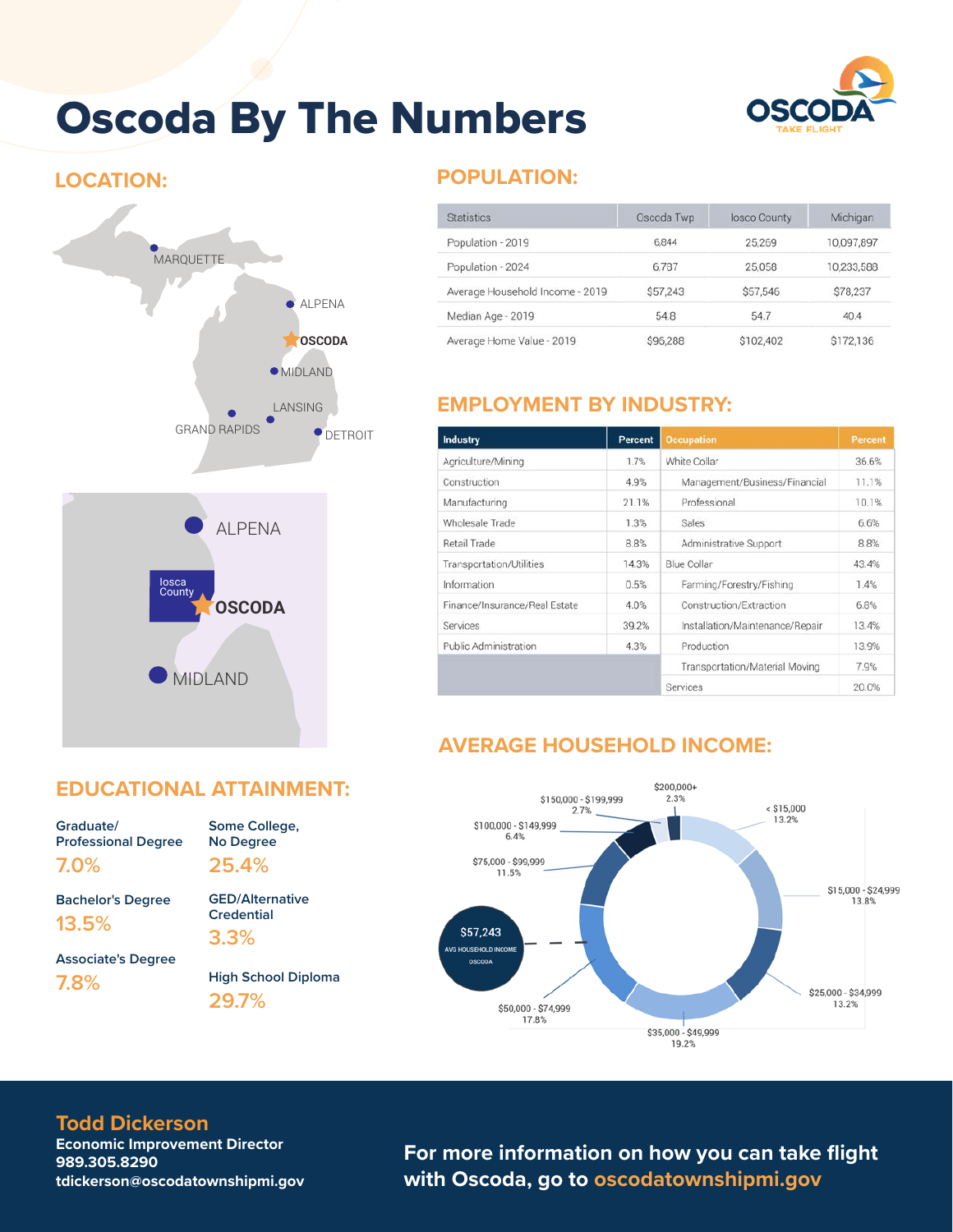# Oscoda By The Numbers

OSCODA
TAKE FLIGHT

## LOCATION:

MARQUETTE
ALPENA
OSCODA
MIDLAND
LANSING
GRAND RAPIDS
DETROIT

ALPENA
Iosco County
OSCODA
MIDLAND

## POPULATION:

| Statistics | Oscoda Twp | Iosco County | Michigan |
|---|---|---|---|
| Population - 2019 | 6,844 | 25,269 | 10,097,897 |
| Population - 2024 | 6,737 | 25,058 | 10,233,583 |
| Average Household Income - 2019 | $57,243 | $57,546 | $78,237 |
| Median Age - 2019 | 54.8 | 54.7 | 40.4 |
| Average Home Value - 2019 | $96,288 | $102,402 | $172,136 |

## EMPLOYMENT BY INDUSTRY:

| Industry | Percent | Occupation | Percent |
|---|---|---|---|
| Agriculture/Mining | 1.7% | White Collar | 36.6% |
| Construction | 4.9% | Management/Business/Financial | 11.1% |
| Manufacturing | 21.1% | Professional | 10.1% |
| Wholesale Trade | 1.3% | Sales | 6.6% |
| Retail Trade | 8.8% | Administrative Support | 8.8% |
| Transportation/Utilities | 14.3% | Blue Collar | 43.4% |
| Information | 0.5% | Farming/Forestry/Fishing | 1.4% |
| Finance/Insurance/Real Estate | 4.0% | Construction/Extraction | 6.8% |
| Services | 39.2% | Installation/Maintenance/Repair | 13.4% |
| Public Administration | 4.3% | Production | 13.9% |
| | | Transportation/Material Moving | 7.9% |
| | | Services | 20.0% |

## EDUCATIONAL ATTAINMENT:

**Graduate/ Professional Degree**
7.0%

**Bachelor's Degree**
13.5%

**Associate's Degree**
7.8%

**Some College, No Degree**
25.4%

**GED/Alternative Credential**
3.3%

**High School Diploma**
29.7%

## AVERAGE HOUSEHOLD INCOME:

$57,243
AVG HOUSEHOLD INCOME
OSCODA

< $15,000
13.2%

$15,000 - $24,999
13.8%

$25,000 - $34,999
13.2%

$35,000 - $49,999
19.2%

$50,000 - $74,999
17.8%

$75,000 - $99,999
11.5%

$100,000 - $149,999
6.4%

$150,000 - $199,999
2.7%

$200,000+
2.3%

**Todd Dickerson**
**Economic Improvement Director**
**989.305.8290**
**tdickerson@oscodatownshipmi.gov**

**For more information on how you can take flight with Oscoda, go to oscodatownshipmi.gov**